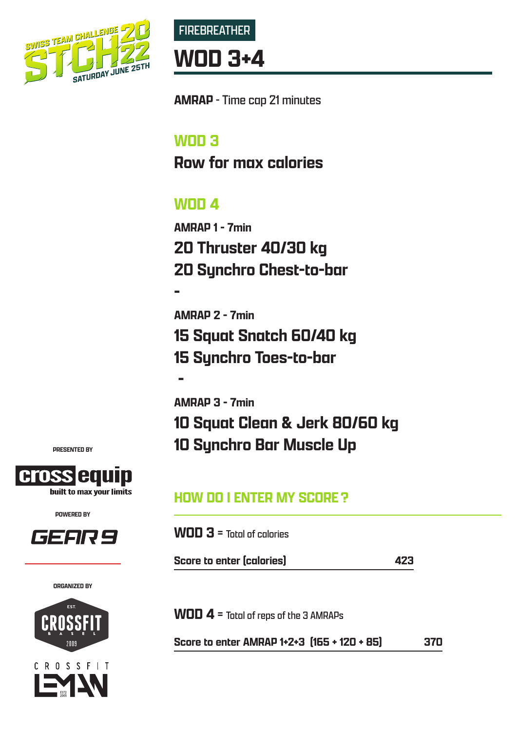SWISS TEAM CHALLENGE 2022
STCH22
SATURDAY JUNE 25TH

FIREBREATHER

# WOD 3+4

**AMRAP** - Time cap 21 minutes

## WOD 3

### Row for max calories

## WOD 4

**AMRAP 1 - 7min**

### 20 Thruster 40/30 kg
### 20 Synchro Chest-to-bar

-

**AMRAP 2 - 7min**

### 15 Squat Snatch 60/40 kg
### 15 Synchro Toes-to-bar

-

**AMRAP 3 - 7min**

### 10 Squat Clean & Jerk 80/60 kg
### 10 Synchro Bar Muscle Up

## HOW DO I ENTER MY SCORE ?

**WOD 3** = Total of calories

**Score to enter (calories)** 423

**WOD 4** = Total of reps of the 3 AMRAPs

**Score to enter AMRAP 1+2+3 (165 + 120 + 85)** 370

PRESENTED BY

cross equip
built to max your limits

POWERED BY

GEAR 9

ORGANIZED BY

EST. CROSSFIT BASEL 2009

CROSSFIT LEMAN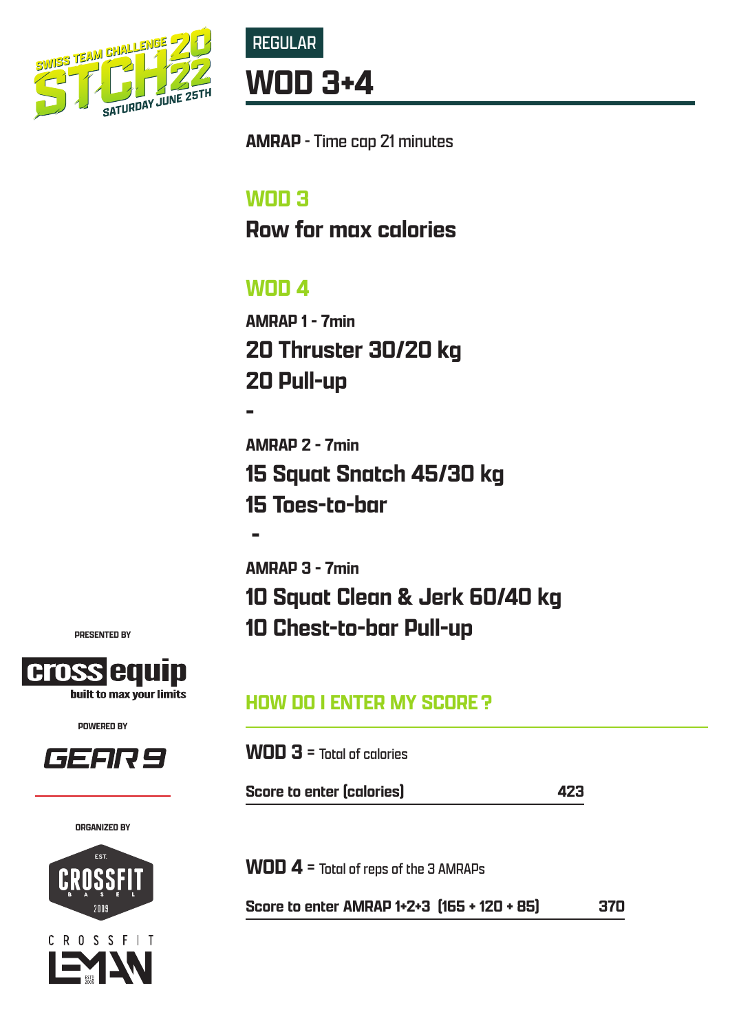SWISS TEAM CHALLENGE 2022 STCH SATURDAY JUNE 25TH

REGULAR

# WOD 3+4

**AMRAP** - Time cap 21 minutes

## WOD 3

### Row for max calories

## WOD 4

**AMRAP 1 - 7min**

### 20 Thruster 30/20 kg
### 20 Pull-up

-

**AMRAP 2 - 7min**

### 15 Squat Snatch 45/30 kg
### 15 Toes-to-bar

-

**AMRAP 3 - 7min**

### 10 Squat Clean & Jerk 60/40 kg
### 10 Chest-to-bar Pull-up

## HOW DO I ENTER MY SCORE ?

**WOD 3** = Total of calories

**Score to enter (calories)** 423

**WOD 4** = Total of reps of the 3 AMRAPs

**Score to enter AMRAP 1+2+3 (165 + 120 + 85)** 370

PRESENTED BY

cross equip
built to max your limits

POWERED BY

GEAR 9

ORGANIZED BY

EST. CROSSFIT BASEL 2009

CROSSFIT LEMAN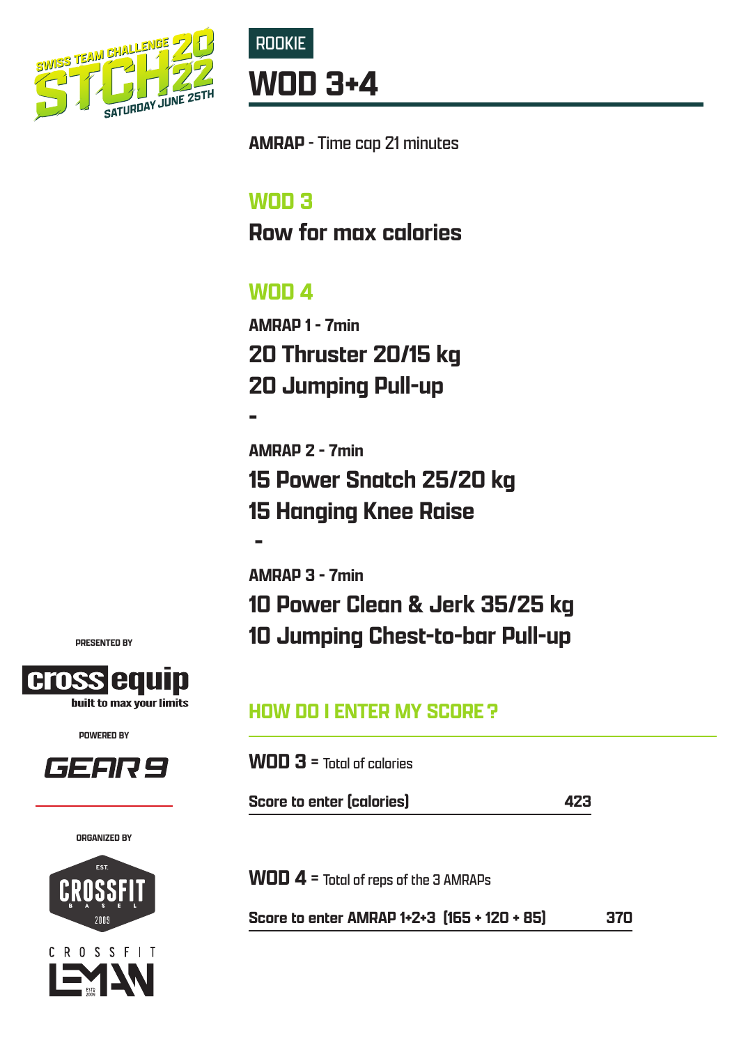ROOKIE

# WOD 3+4

**AMRAP** - Time cap 21 minutes

## WOD 3

### Row for max calories

## WOD 4

**AMRAP 1 - 7min**

### 20 Thruster 20/15 kg
### 20 Jumping Pull-up

-

**AMRAP 2 - 7min**

### 15 Power Snatch 25/20 kg
### 15 Hanging Knee Raise

-

**AMRAP 3 - 7min**

### 10 Power Clean & Jerk 35/25 kg
### 10 Jumping Chest-to-bar Pull-up

## HOW DO I ENTER MY SCORE ?

**WOD 3** = Total of calories

**Score to enter (calories)** **423**

**WOD 4** = Total of reps of the 3 AMRAPs

**Score to enter AMRAP 1+2+3 (165 + 120 + 85)** **370**

PRESENTED BY

cross equip – built to max your limits

POWERED BY

GEAR 9

ORGANIZED BY

CrossFit Basel – EST. 2009

CrossFit Leman – ESTD 2009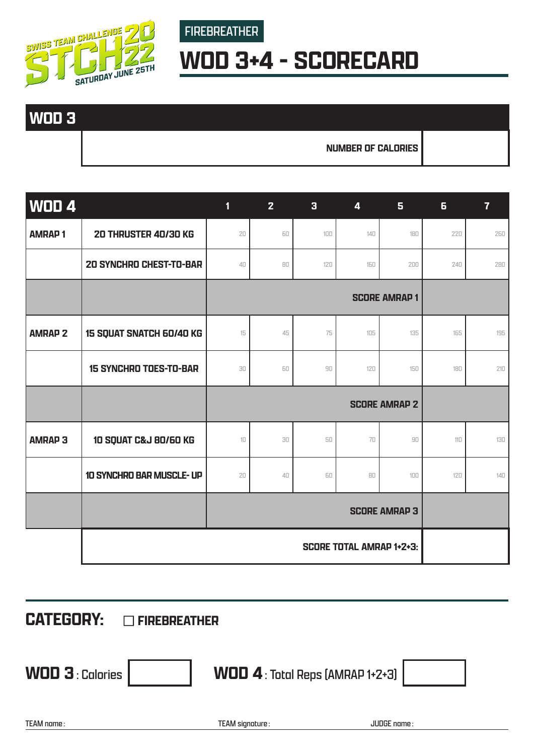SWISS TEAM CHALLENGE 2022 STCH SATURDAY JUNE 25TH

FIREBREATHER

# WOD 3+4 - SCORECARD

## WOD 3

| | |
|---|---|
| NUMBER OF CALORIES | |

## WOD 4

| WOD 4 | | 1 | 2 | 3 | 4 | 5 | 6 | 7 |
|---|---|---|---|---|---|---|---|---|
| AMRAP 1 | 20 THRUSTER 40/30 KG | 20 | 60 | 100 | 140 | 180 | 220 | 260 |
| | 20 SYNCHRO CHEST-TO-BAR | 40 | 80 | 120 | 160 | 200 | 240 | 280 |
| | | SCORE AMRAP 1 | | | | | | |
| AMRAP 2 | 15 SQUAT SNATCH 60/40 KG | 15 | 45 | 75 | 105 | 135 | 165 | 195 |
| | 15 SYNCHRO TOES-TO-BAR | 30 | 60 | 90 | 120 | 150 | 180 | 210 |
| | | SCORE AMRAP 2 | | | | | | |
| AMRAP 3 | 10 SQUAT C&J 80/60 KG | 10 | 30 | 50 | 70 | 90 | 110 | 130 |
| | 10 SYNCHRO BAR MUSCLE- UP | 20 | 40 | 60 | 80 | 100 | 120 | 140 |
| | | SCORE AMRAP 3 | | | | | | |
| | SCORE TOTAL AMRAP 1+2+3: | | | | | | | |

**CATEGORY:** ☐ FIREBREATHER

**WOD 3** : Calories ☐ **WOD 4** : Total Reps (AMRAP 1+2+3) ☐

TEAM name : TEAM signature : JUDGE name :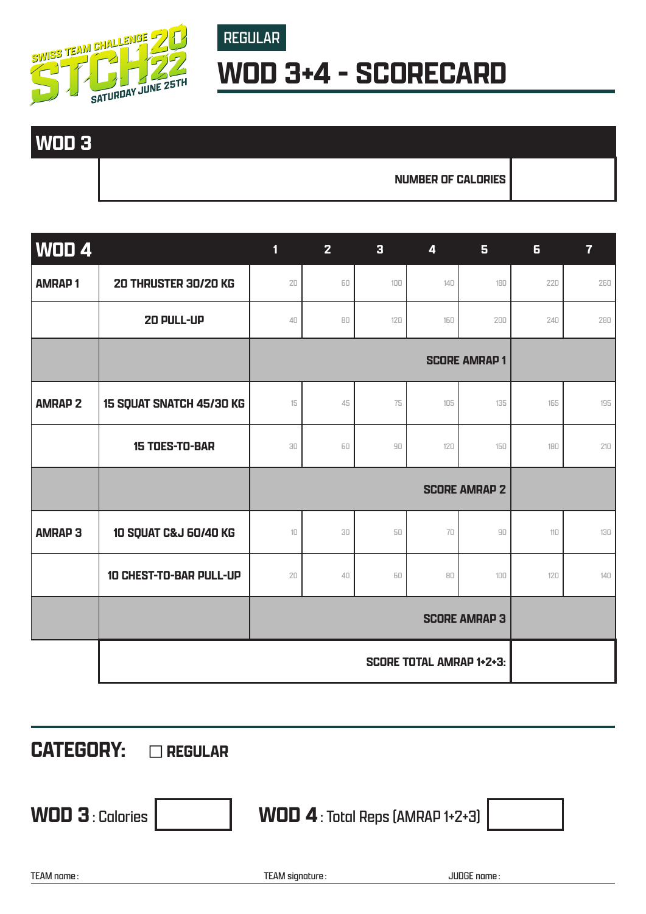SWISS TEAM CHALLENGE 2022
STCH22
SATURDAY JUNE 25TH

REGULAR

# WOD 3+4 - SCORECARD

## WOD 3

| | NUMBER OF CALORIES | |
|---|---|---|

## WOD 4

| WOD 4 | | 1 | 2 | 3 | 4 | 5 | 6 | 7 |
|---|---|---|---|---|---|---|---|---|
| **AMRAP 1** | **20 THRUSTER 30/20 KG** | 20 | 60 | 100 | 140 | 180 | 220 | 260 |
| | **20 PULL-UP** | 40 | 80 | 120 | 160 | 200 | 240 | 280 |
| | | | | | | **SCORE AMRAP 1** | | |
| **AMRAP 2** | **15 SQUAT SNATCH 45/30 KG** | 15 | 45 | 75 | 105 | 135 | 165 | 195 |
| | **15 TOES-TO-BAR** | 30 | 60 | 90 | 120 | 150 | 180 | 210 |
| | | | | | | **SCORE AMRAP 2** | | |
| **AMRAP 3** | **10 SQUAT C&J 60/40 KG** | 10 | 30 | 50 | 70 | 90 | 110 | 130 |
| | **10 CHEST-TO-BAR PULL-UP** | 20 | 40 | 60 | 80 | 100 | 120 | 140 |
| | | | | | | **SCORE AMRAP 3** | | |
| | | | | | | **SCORE TOTAL AMRAP 1+2+3:** | | |

**CATEGORY:** ☐ **REGULAR**

**WOD 3** : Calories ☐ **WOD 4** : Total Reps (AMRAP 1+2+3) ☐

TEAM name : TEAM signature : JUDGE name :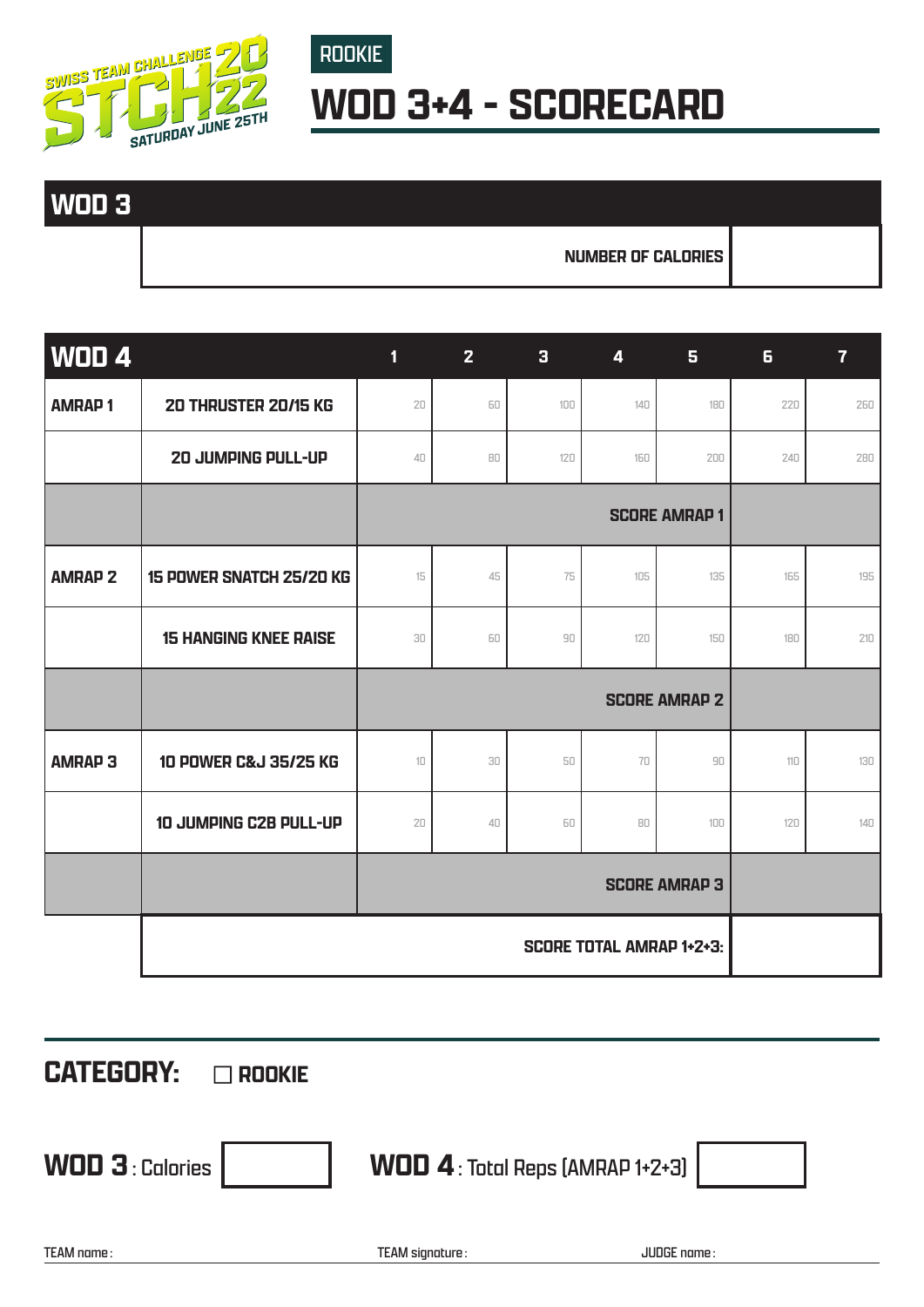SWISS TEAM CHALLENGE 2022 STCH SATURDAY JUNE 25TH

ROOKIE

# WOD 3+4 - SCORECARD

## WOD 3

| | | |
|---|---|---|
| | NUMBER OF CALORIES | |

## WOD 4

| WOD 4 | | 1 | 2 | 3 | 4 | 5 | 6 | 7 |
|---|---|---|---|---|---|---|---|---|
| AMRAP 1 | 20 THRUSTER 20/15 KG | 20 | 60 | 100 | 140 | 180 | 220 | 260 |
| | 20 JUMPING PULL-UP | 40 | 80 | 120 | 160 | 200 | 240 | 280 |
| | | | | | | SCORE AMRAP 1 | | |
| AMRAP 2 | 15 POWER SNATCH 25/20 KG | 15 | 45 | 75 | 105 | 135 | 165 | 195 |
| | 15 HANGING KNEE RAISE | 30 | 60 | 90 | 120 | 150 | 180 | 210 |
| | | | | | | SCORE AMRAP 2 | | |
| AMRAP 3 | 10 POWER C&J 35/25 KG | 10 | 30 | 50 | 70 | 90 | 110 | 130 |
| | 10 JUMPING C2B PULL-UP | 20 | 40 | 60 | 80 | 100 | 120 | 140 |
| | | | | | | SCORE AMRAP 3 | | |
| | | | | | | SCORE TOTAL AMRAP 1+2+3: | | |

**CATEGORY:** ☐ **ROOKIE**

**WOD 3** : Calories ______

**WOD 4** : Total Reps (AMRAP 1+2+3) ______

TEAM name : TEAM signature : JUDGE name :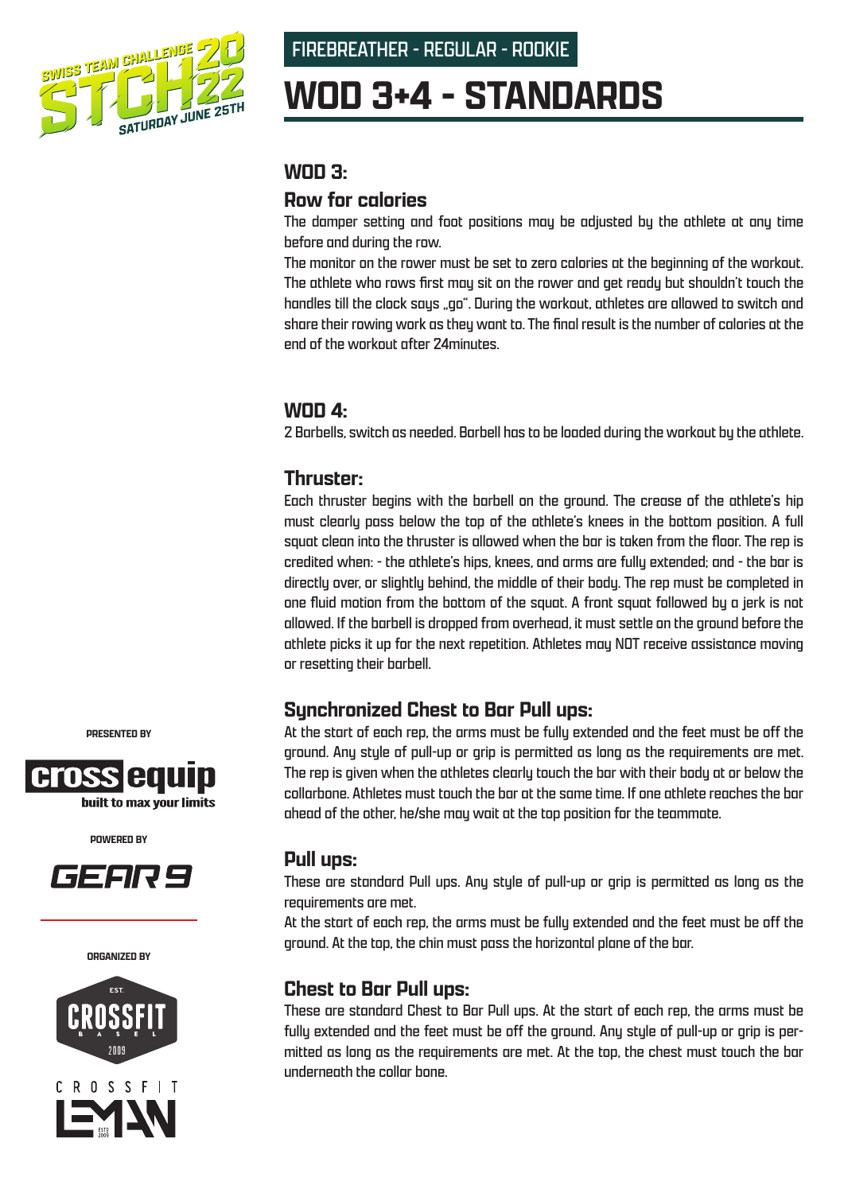FIREBREATHER - REGULAR - ROOKIE

# WOD 3+4 - STANDARDS

## WOD 3:

### Row for calories

The damper setting and foot positions may be adjusted by the athlete at any time before and during the row.

The monitor on the rower must be set to zero calories at the beginning of the workout. The athlete who rows first may sit on the rower and get ready but shouldn't touch the handles till the clock says „go". During the workout, athletes are allowed to switch and share their rowing work as they want to. The final result is the number of calories at the end of the workout after 24minutes.

## WOD 4:

2 Barbells, switch as needed. Barbell has to be loaded during the workout by the athlete.

### Thruster:

Each thruster begins with the barbell on the ground. The crease of the athlete's hip must clearly pass below the top of the athlete's knees in the bottom position. A full squat clean into the thruster is allowed when the bar is taken from the floor. The rep is credited when: - the athlete's hips, knees, and arms are fully extended; and - the bar is directly over, or slightly behind, the middle of their body. The rep must be completed in one fluid motion from the bottom of the squat. A front squat followed by a jerk is not allowed. If the barbell is dropped from overhead, it must settle on the ground before the athlete picks it up for the next repetition. Athletes may NOT receive assistance moving or resetting their barbell.

### Synchronized Chest to Bar Pull ups:

At the start of each rep, the arms must be fully extended and the feet must be off the ground. Any style of pull-up or grip is permitted as long as the requirements are met. The rep is given when the athletes clearly touch the bar with their body at or below the collarbone. Athletes must touch the bar at the same time. If one athlete reaches the bar ahead of the other, he/she may wait at the top position for the teammate.

### Pull ups:

These are standard Pull ups. Any style of pull-up or grip is permitted as long as the requirements are met.

At the start of each rep, the arms must be fully extended and the feet must be off the ground. At the top, the chin must pass the horizontal plane of the bar.

### Chest to Bar Pull ups:

These are standard Chest to Bar Pull ups. At the start of each rep, the arms must be fully extended and the feet must be off the ground. Any style of pull-up or grip is permitted as long as the requirements are met. At the top, the chest must touch the bar underneath the collar bone.

PRESENTED BY

POWERED BY

ORGANIZED BY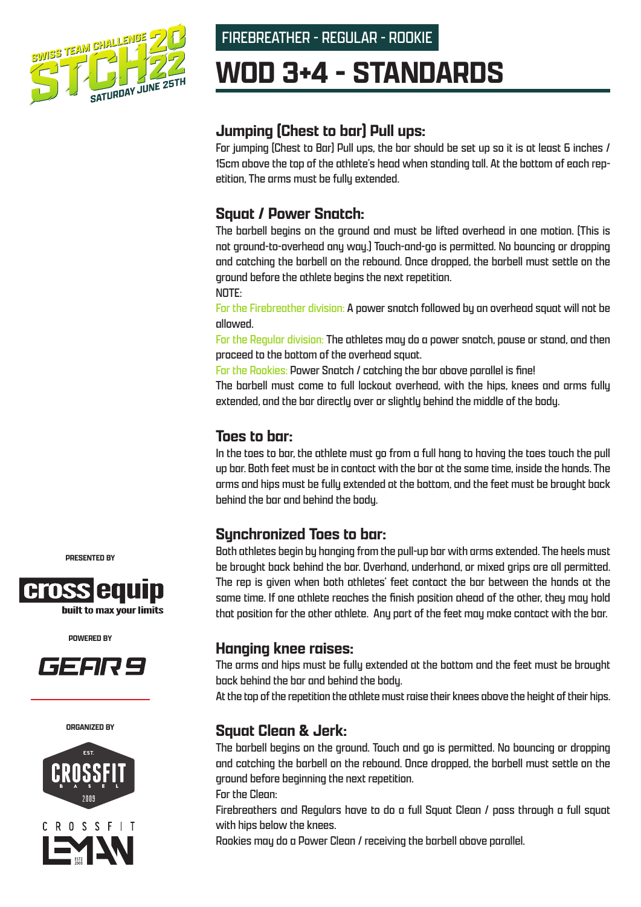FIREBREATHER - REGULAR - ROOKIE

# WOD 3+4 - STANDARDS

## Jumping (Chest to bar) Pull ups:

For jumping (Chest to Bar) Pull ups, the bar should be set up so it is at least 6 inches / 15cm above the top of the athlete's head when standing tall. At the bottom of each repetition, The arms must be fully extended.

## Squat / Power Snatch:

The barbell begins on the ground and must be lifted overhead in one motion. (This is not ground-to-overhead any way.) Touch-and-go is permitted. No bouncing or dropping and catching the barbell on the rebound. Once dropped, the barbell must settle on the ground before the athlete begins the next repetition.

NOTE:

For the Firebreather division: A power snatch followed by an overhead squat will not be allowed.

For the Regular division: The athletes may do a power snatch, pause or stand, and then proceed to the bottom of the overhead squat.

For the Rookies: Power Snatch / catching the bar above parallel is fine!

The barbell must come to full lockout overhead, with the hips, knees and arms fully extended, and the bar directly over or slightly behind the middle of the body.

## Toes to bar:

In the toes to bar, the athlete must go from a full hang to having the toes touch the pull up bar. Both feet must be in contact with the bar at the same time, inside the hands. The arms and hips must be fully extended at the bottom, and the feet must be brought back behind the bar and behind the body.

## Synchronized Toes to bar:

Both athletes begin by hanging from the pull-up bar with arms extended. The heels must be brought back behind the bar. Overhand, underhand, or mixed grips are all permitted. The rep is given when both athletes' feet contact the bar between the hands at the same time. If one athlete reaches the finish position ahead of the other, they may hold that position for the other athlete. Any part of the feet may make contact with the bar.

## Hanging knee raises:

The arms and hips must be fully extended at the bottom and the feet must be brought back behind the bar and behind the body.

At the top of the repetition the athlete must raise their knees above the height of their hips.

## Squat Clean & Jerk:

The barbell begins on the ground. Touch and go is permitted. No bouncing or dropping and catching the barbell on the rebound. Once dropped, the barbell must settle on the ground before beginning the next repetition.

For the Clean:

Firebreathers and Regulars have to do a full Squat Clean / pass through a full squat with hips below the knees.

Rookies may do a Power Clean / receiving the barbell above parallel.

PRESENTED BY

POWERED BY

ORGANIZED BY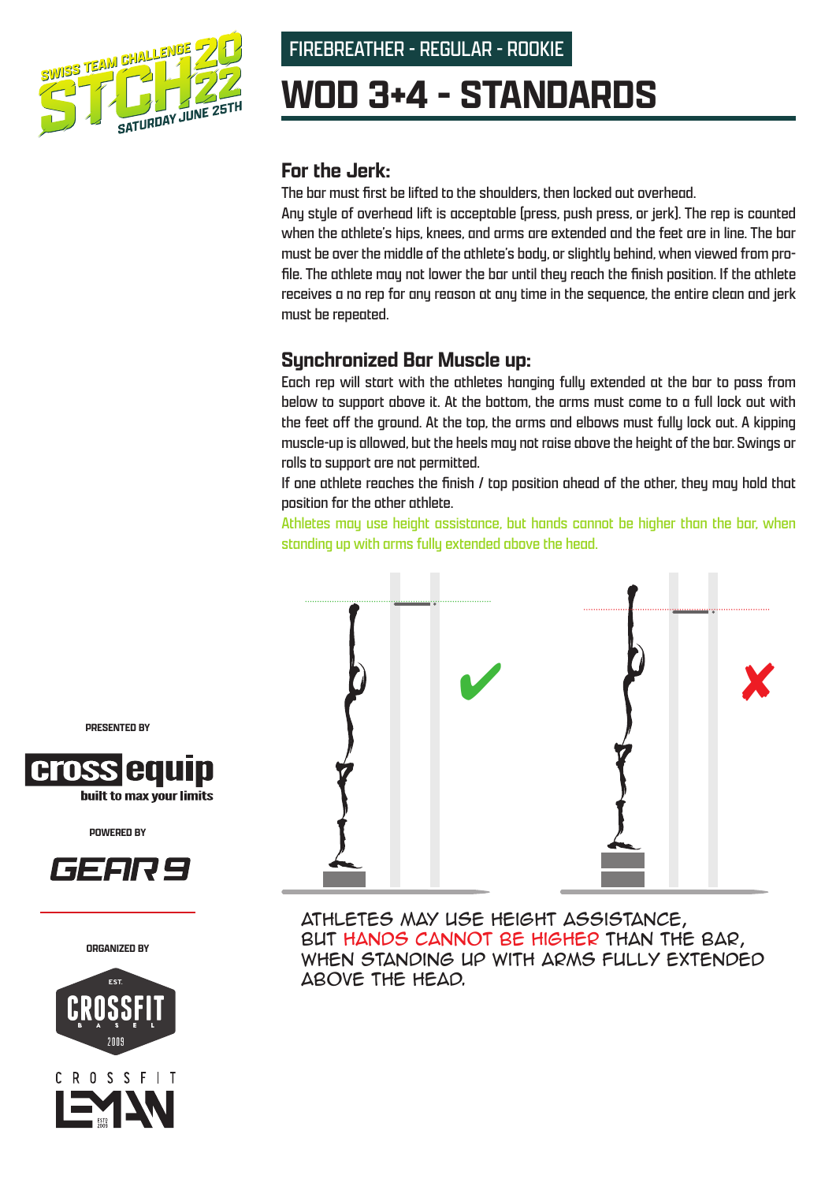FIREBREATHER - REGULAR - ROOKIE

# WOD 3+4 - STANDARDS

### For the Jerk:

The bar must first be lifted to the shoulders, then locked out overhead.
Any style of overhead lift is acceptable (press, push press, or jerk). The rep is counted when the athlete's hips, knees, and arms are extended and the feet are in line. The bar must be over the middle of the athlete's body, or slightly behind, when viewed from profile. The athlete may not lower the bar until they reach the finish position. If the athlete receives a no rep for any reason at any time in the sequence, the entire clean and jerk must be repeated.

### Synchronized Bar Muscle up:

Each rep will start with the athletes hanging fully extended at the bar to pass from below to support above it. At the bottom, the arms must come to a full lock out with the feet off the ground. At the top, the arms and elbows must fully lock out. A kipping muscle-up is allowed, but the heels may not raise above the height of the bar. Swings or rolls to support are not permitted.
If one athlete reaches the finish / top position ahead of the other, they may hold that position for the other athlete.
Athletes may use height assistance, but hands cannot be higher than the bar, when standing up with arms fully extended above the head.

✔ ✘

ATHLETES MAY USE HEIGHT ASSISTANCE, BUT HANDS CANNOT BE HIGHER THAN THE BAR, WHEN STANDING UP WITH ARMS FULLY EXTENDED ABOVE THE HEAD.

PRESENTED BY

cross equip
built to max your limits

POWERED BY

GEAR 9

ORGANIZED BY

EST. CROSSFIT BASEL 2009

CROSSFIT LEMAN